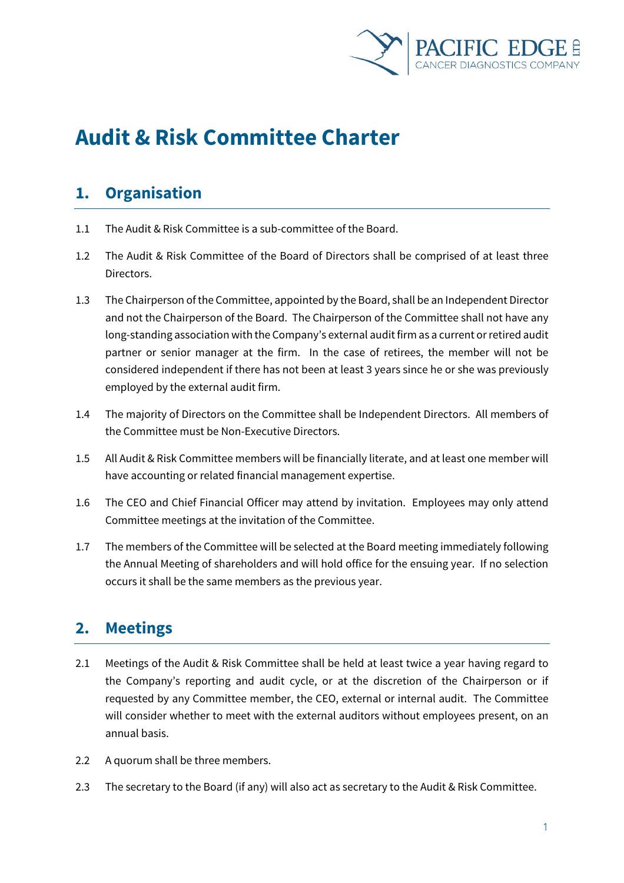# Audit & Risk Committee Charter

## 1. Organisation

1.1 The Audit & Risk Committee is a sub-committee of the Board.

1.2 The Audit & Risk Committee of the Board of Directors shall be comprised of at least three Directors.

1.3 The Chairperson of the Committee, appointed by the Board, shall be an Independent Director and not the Chairperson of the Board. The Chairperson of the Committee shall not have any long-standing association with the Company's external audit firm as a current or retired audit partner or senior manager at the firm. In the case of retirees, the member will not be considered independent if there has not been at least 3 years since he or she was previously employed by the external audit firm.

1.4 The majority of Directors on the Committee shall be Independent Directors. All members of the Committee must be Non-Executive Directors.

1.5 All Audit & Risk Committee members will be financially literate, and at least one member will have accounting or related financial management expertise.

1.6 The CEO and Chief Financial Officer may attend by invitation. Employees may only attend Committee meetings at the invitation of the Committee.

1.7 The members of the Committee will be selected at the Board meeting immediately following the Annual Meeting of shareholders and will hold office for the ensuing year. If no selection occurs it shall be the same members as the previous year.

## 2. Meetings

2.1 Meetings of the Audit & Risk Committee shall be held at least twice a year having regard to the Company's reporting and audit cycle, or at the discretion of the Chairperson or if requested by any Committee member, the CEO, external or internal audit. The Committee will consider whether to meet with the external auditors without employees present, on an annual basis.

2.2 A quorum shall be three members.

2.3 The secretary to the Board (if any) will also act as secretary to the Audit & Risk Committee.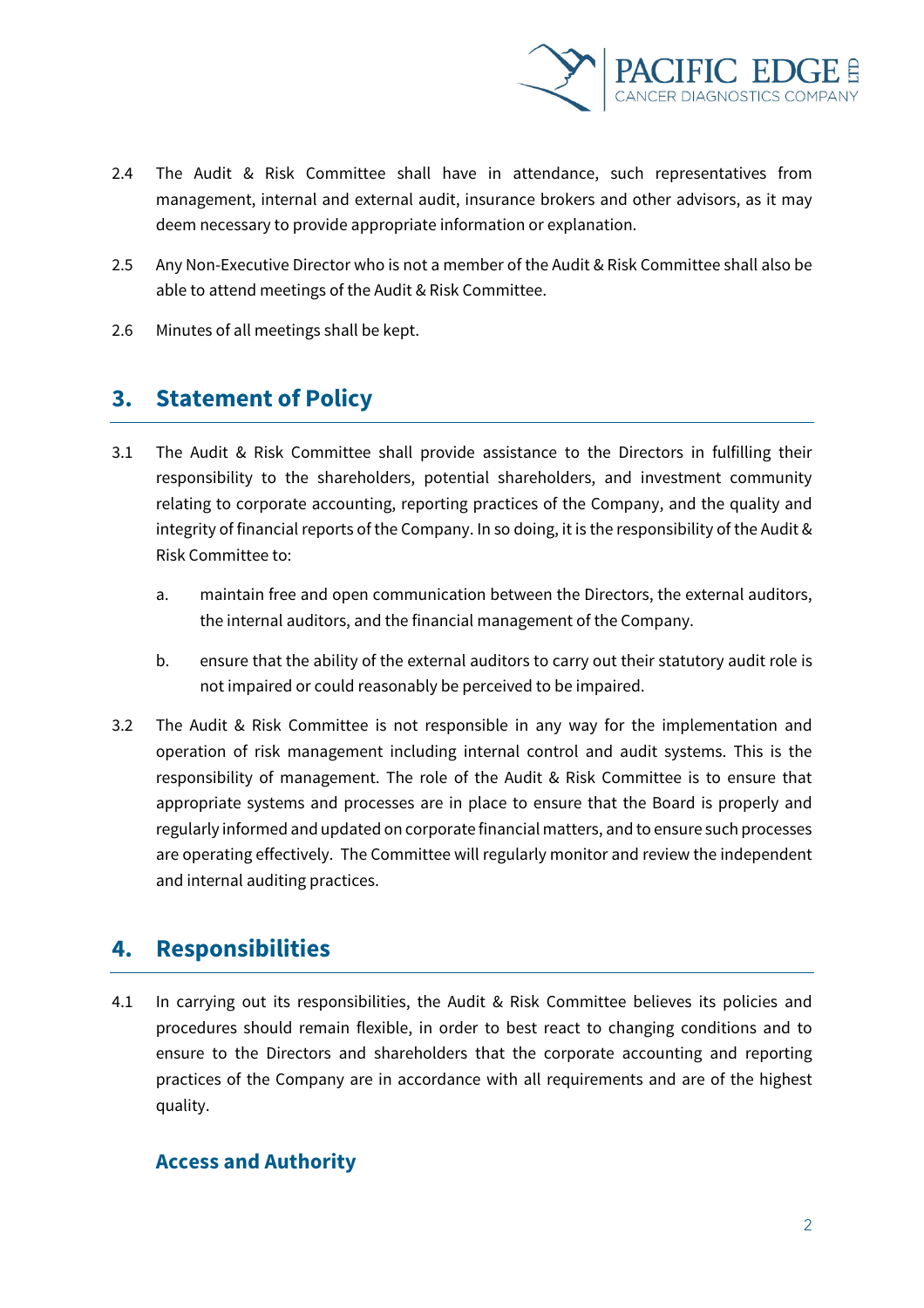2.4 The Audit & Risk Committee shall have in attendance, such representatives from management, internal and external audit, insurance brokers and other advisors, as it may deem necessary to provide appropriate information or explanation.

2.5 Any Non-Executive Director who is not a member of the Audit & Risk Committee shall also be able to attend meetings of the Audit & Risk Committee.

2.6 Minutes of all meetings shall be kept.

## 3. Statement of Policy

3.1 The Audit & Risk Committee shall provide assistance to the Directors in fulfilling their responsibility to the shareholders, potential shareholders, and investment community relating to corporate accounting, reporting practices of the Company, and the quality and integrity of financial reports of the Company. In so doing, it is the responsibility of the Audit & Risk Committee to:

   a. maintain free and open communication between the Directors, the external auditors, the internal auditors, and the financial management of the Company.

   b. ensure that the ability of the external auditors to carry out their statutory audit role is not impaired or could reasonably be perceived to be impaired.

3.2 The Audit & Risk Committee is not responsible in any way for the implementation and operation of risk management including internal control and audit systems. This is the responsibility of management. The role of the Audit & Risk Committee is to ensure that appropriate systems and processes are in place to ensure that the Board is properly and regularly informed and updated on corporate financial matters, and to ensure such processes are operating effectively. The Committee will regularly monitor and review the independent and internal auditing practices.

## 4. Responsibilities

4.1 In carrying out its responsibilities, the Audit & Risk Committee believes its policies and procedures should remain flexible, in order to best react to changing conditions and to ensure to the Directors and shareholders that the corporate accounting and reporting practices of the Company are in accordance with all requirements and are of the highest quality.

### Access and Authority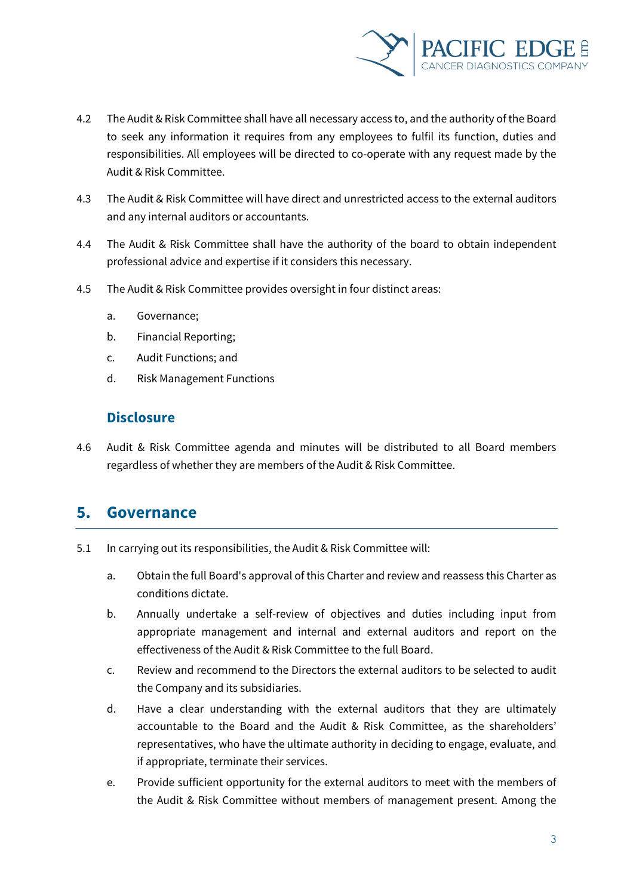4.2 The Audit & Risk Committee shall have all necessary access to, and the authority of the Board to seek any information it requires from any employees to fulfil its function, duties and responsibilities. All employees will be directed to co-operate with any request made by the Audit & Risk Committee.

4.3 The Audit & Risk Committee will have direct and unrestricted access to the external auditors and any internal auditors or accountants.

4.4 The Audit & Risk Committee shall have the authority of the board to obtain independent professional advice and expertise if it considers this necessary.

4.5 The Audit & Risk Committee provides oversight in four distinct areas:

a. Governance;

b. Financial Reporting;

c. Audit Functions; and

d. Risk Management Functions

### Disclosure

4.6 Audit & Risk Committee agenda and minutes will be distributed to all Board members regardless of whether they are members of the Audit & Risk Committee.

## 5. Governance

5.1 In carrying out its responsibilities, the Audit & Risk Committee will:

a. Obtain the full Board's approval of this Charter and review and reassess this Charter as conditions dictate.

b. Annually undertake a self-review of objectives and duties including input from appropriate management and internal and external auditors and report on the effectiveness of the Audit & Risk Committee to the full Board.

c. Review and recommend to the Directors the external auditors to be selected to audit the Company and its subsidiaries.

d. Have a clear understanding with the external auditors that they are ultimately accountable to the Board and the Audit & Risk Committee, as the shareholders' representatives, who have the ultimate authority in deciding to engage, evaluate, and if appropriate, terminate their services.

e. Provide sufficient opportunity for the external auditors to meet with the members of the Audit & Risk Committee without members of management present. Among the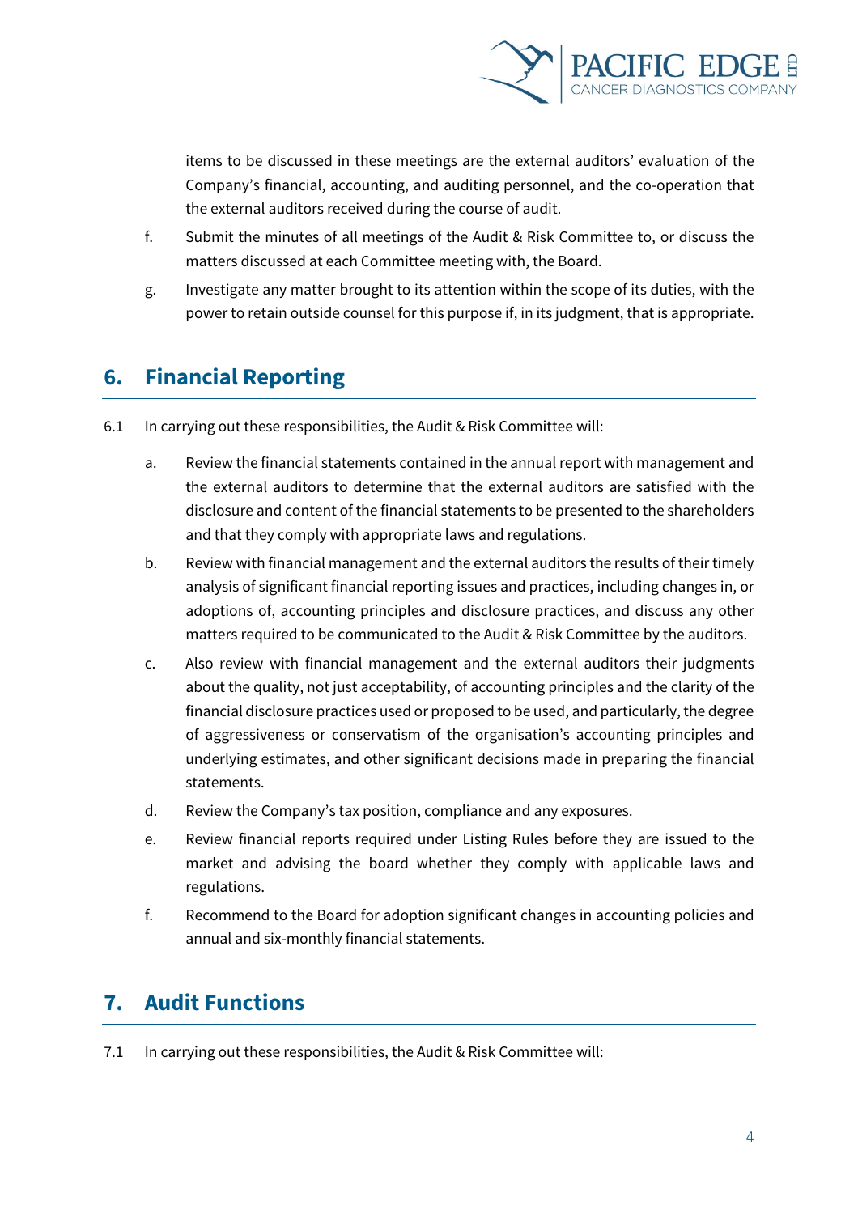items to be discussed in these meetings are the external auditors' evaluation of the Company's financial, accounting, and auditing personnel, and the co-operation that the external auditors received during the course of audit.

f. Submit the minutes of all meetings of the Audit & Risk Committee to, or discuss the matters discussed at each Committee meeting with, the Board.

g. Investigate any matter brought to its attention within the scope of its duties, with the power to retain outside counsel for this purpose if, in its judgment, that is appropriate.

## 6. Financial Reporting

6.1 In carrying out these responsibilities, the Audit & Risk Committee will:

a. Review the financial statements contained in the annual report with management and the external auditors to determine that the external auditors are satisfied with the disclosure and content of the financial statements to be presented to the shareholders and that they comply with appropriate laws and regulations.

b. Review with financial management and the external auditors the results of their timely analysis of significant financial reporting issues and practices, including changes in, or adoptions of, accounting principles and disclosure practices, and discuss any other matters required to be communicated to the Audit & Risk Committee by the auditors.

c. Also review with financial management and the external auditors their judgments about the quality, not just acceptability, of accounting principles and the clarity of the financial disclosure practices used or proposed to be used, and particularly, the degree of aggressiveness or conservatism of the organisation's accounting principles and underlying estimates, and other significant decisions made in preparing the financial statements.

d. Review the Company's tax position, compliance and any exposures.

e. Review financial reports required under Listing Rules before they are issued to the market and advising the board whether they comply with applicable laws and regulations.

f. Recommend to the Board for adoption significant changes in accounting policies and annual and six-monthly financial statements.

## 7. Audit Functions

7.1 In carrying out these responsibilities, the Audit & Risk Committee will: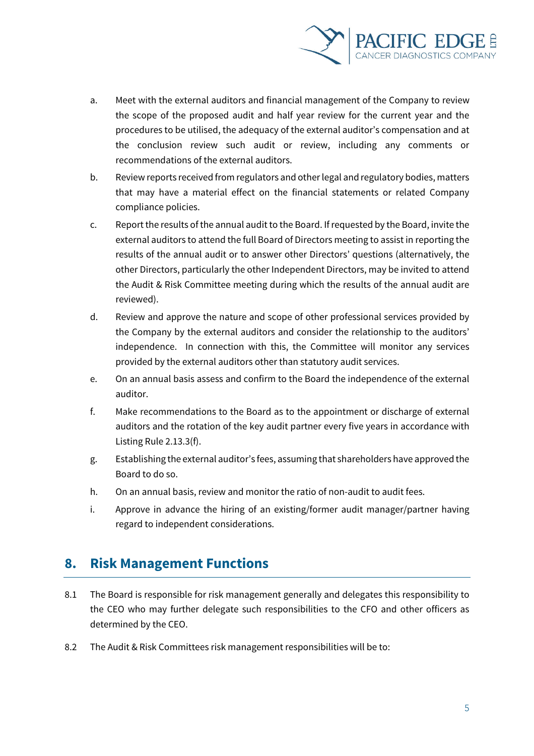a. Meet with the external auditors and financial management of the Company to review the scope of the proposed audit and half year review for the current year and the procedures to be utilised, the adequacy of the external auditor's compensation and at the conclusion review such audit or review, including any comments or recommendations of the external auditors.

b. Review reports received from regulators and other legal and regulatory bodies, matters that may have a material effect on the financial statements or related Company compliance policies.

c. Report the results of the annual audit to the Board. If requested by the Board, invite the external auditors to attend the full Board of Directors meeting to assist in reporting the results of the annual audit or to answer other Directors' questions (alternatively, the other Directors, particularly the other Independent Directors, may be invited to attend the Audit & Risk Committee meeting during which the results of the annual audit are reviewed).

d. Review and approve the nature and scope of other professional services provided by the Company by the external auditors and consider the relationship to the auditors' independence. In connection with this, the Committee will monitor any services provided by the external auditors other than statutory audit services.

e. On an annual basis assess and confirm to the Board the independence of the external auditor.

f. Make recommendations to the Board as to the appointment or discharge of external auditors and the rotation of the key audit partner every five years in accordance with Listing Rule 2.13.3(f).

g. Establishing the external auditor's fees, assuming that shareholders have approved the Board to do so.

h. On an annual basis, review and monitor the ratio of non-audit to audit fees.

i. Approve in advance the hiring of an existing/former audit manager/partner having regard to independent considerations.

## 8. Risk Management Functions

8.1 The Board is responsible for risk management generally and delegates this responsibility to the CEO who may further delegate such responsibilities to the CFO and other officers as determined by the CEO.

8.2 The Audit & Risk Committees risk management responsibilities will be to: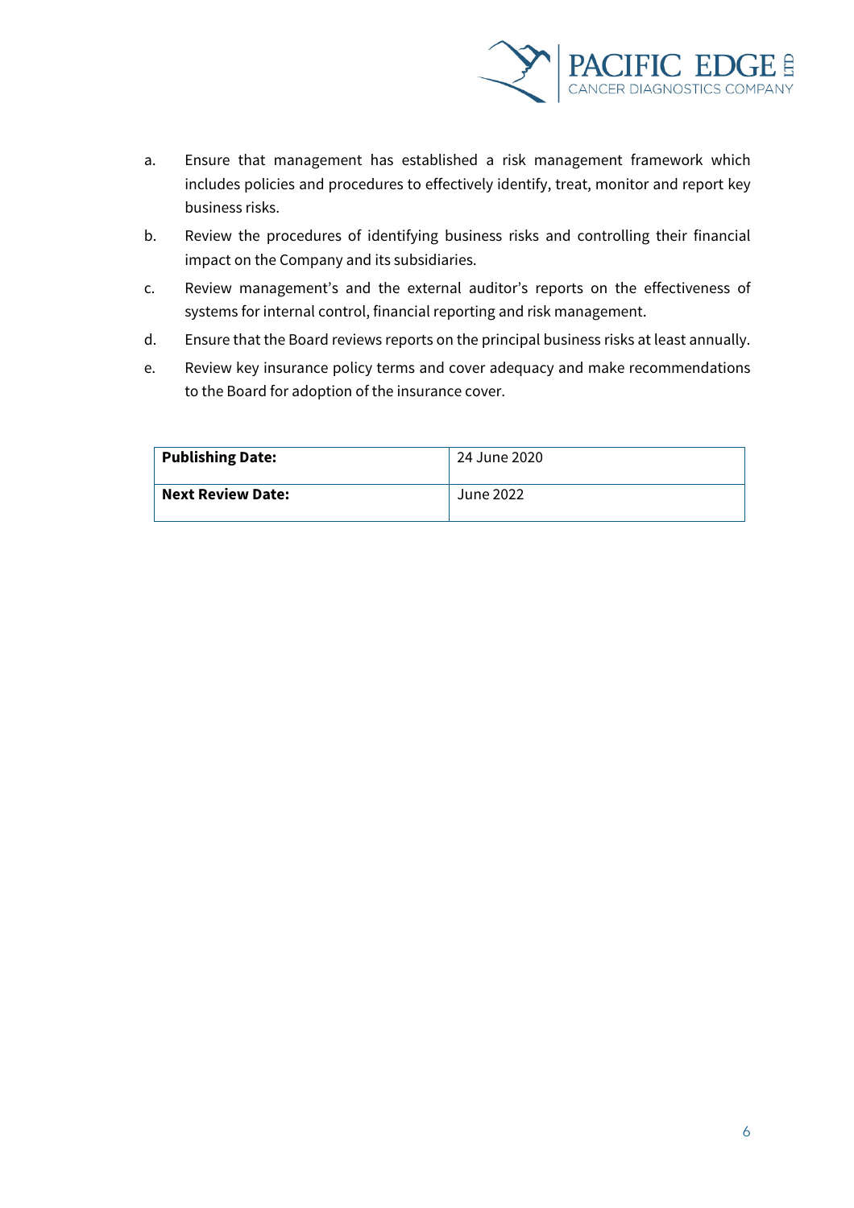a. Ensure that management has established a risk management framework which includes policies and procedures to effectively identify, treat, monitor and report key business risks.

b. Review the procedures of identifying business risks and controlling their financial impact on the Company and its subsidiaries.

c. Review management's and the external auditor's reports on the effectiveness of systems for internal control, financial reporting and risk management.

d. Ensure that the Board reviews reports on the principal business risks at least annually.

e. Review key insurance policy terms and cover adequacy and make recommendations to the Board for adoption of the insurance cover.

| | |
|---|---|
| **Publishing Date:** | 24 June 2020 |
| **Next Review Date:** | June 2022 |